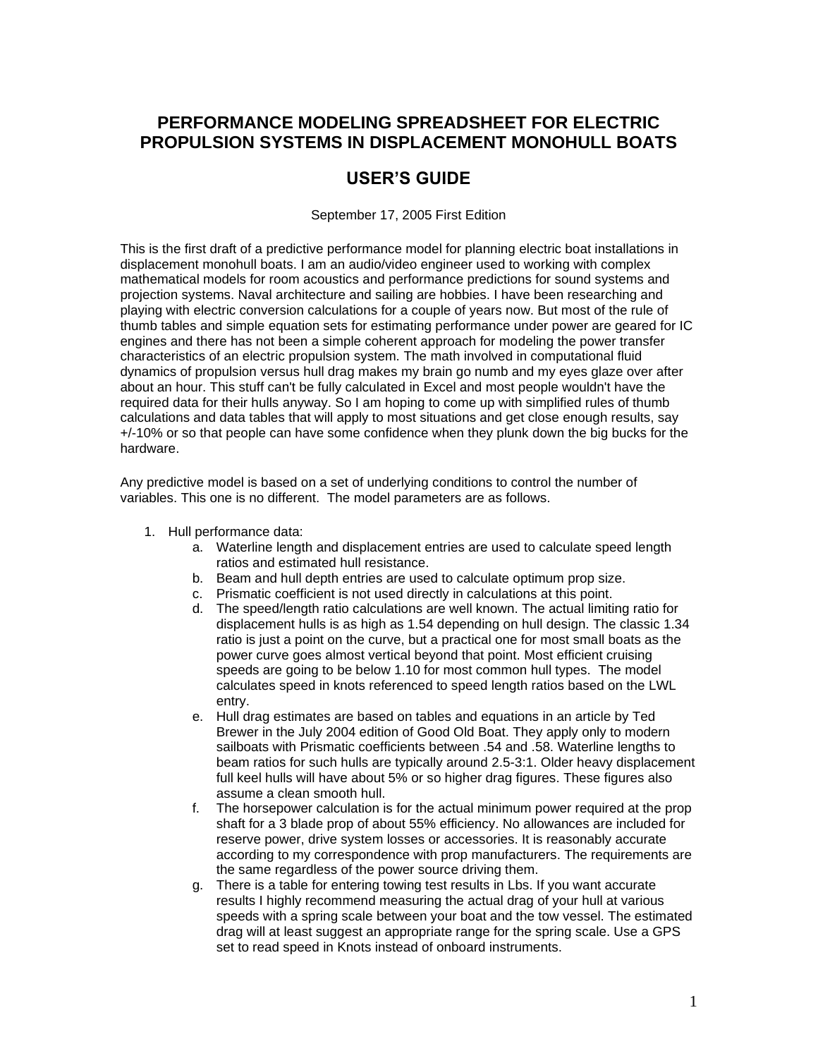# PERFORMANCE MODELING SPREADSHEET FOR ELECTRIC PROPULSION SYSTEMS IN DISPLACEMENT MONOHULL BOATS

## USER'S GUIDE

September 17, 2005 First Edition

This is the first draft of a predictive performance model for planning electric boat installations in displacement monohull boats. I am an audio/video engineer used to working with complex mathematical models for room acoustics and performance predictions for sound systems and projection systems. Naval architecture and sailing are hobbies. I have been researching and playing with electric conversion calculations for a couple of years now. But most of the rule of thumb tables and simple equation sets for estimating performance under power are geared for IC engines and there has not been a simple coherent approach for modeling the power transfer characteristics of an electric propulsion system. The math involved in computational fluid dynamics of propulsion versus hull drag makes my brain go numb and my eyes glaze over after about an hour. This stuff can't be fully calculated in Excel and most people wouldn't have the required data for their hulls anyway. So I am hoping to come up with simplified rules of thumb calculations and data tables that will apply to most situations and get close enough results, say +/-10% or so that people can have some confidence when they plunk down the big bucks for the hardware.

Any predictive model is based on a set of underlying conditions to control the number of variables. This one is no different. The model parameters are as follows.

1. Hull performance data:
    a. Waterline length and displacement entries are used to calculate speed length ratios and estimated hull resistance.
    b. Beam and hull depth entries are used to calculate optimum prop size.
    c. Prismatic coefficient is not used directly in calculations at this point.
    d. The speed/length ratio calculations are well known. The actual limiting ratio for displacement hulls is as high as 1.54 depending on hull design. The classic 1.34 ratio is just a point on the curve, but a practical one for most small boats as the power curve goes almost vertical beyond that point. Most efficient cruising speeds are going to be below 1.10 for most common hull types. The model calculates speed in knots referenced to speed length ratios based on the LWL entry.
    e. Hull drag estimates are based on tables and equations in an article by Ted Brewer in the July 2004 edition of Good Old Boat. They apply only to modern sailboats with Prismatic coefficients between .54 and .58. Waterline lengths to beam ratios for such hulls are typically around 2.5-3:1. Older heavy displacement full keel hulls will have about 5% or so higher drag figures. These figures also assume a clean smooth hull.
    f. The horsepower calculation is for the actual minimum power required at the prop shaft for a 3 blade prop of about 55% efficiency. No allowances are included for reserve power, drive system losses or accessories. It is reasonably accurate according to my correspondence with prop manufacturers. The requirements are the same regardless of the power source driving them.
    g. There is a table for entering towing test results in Lbs. If you want accurate results I highly recommend measuring the actual drag of your hull at various speeds with a spring scale between your boat and the tow vessel. The estimated drag will at least suggest an appropriate range for the spring scale. Use a GPS set to read speed in Knots instead of onboard instruments.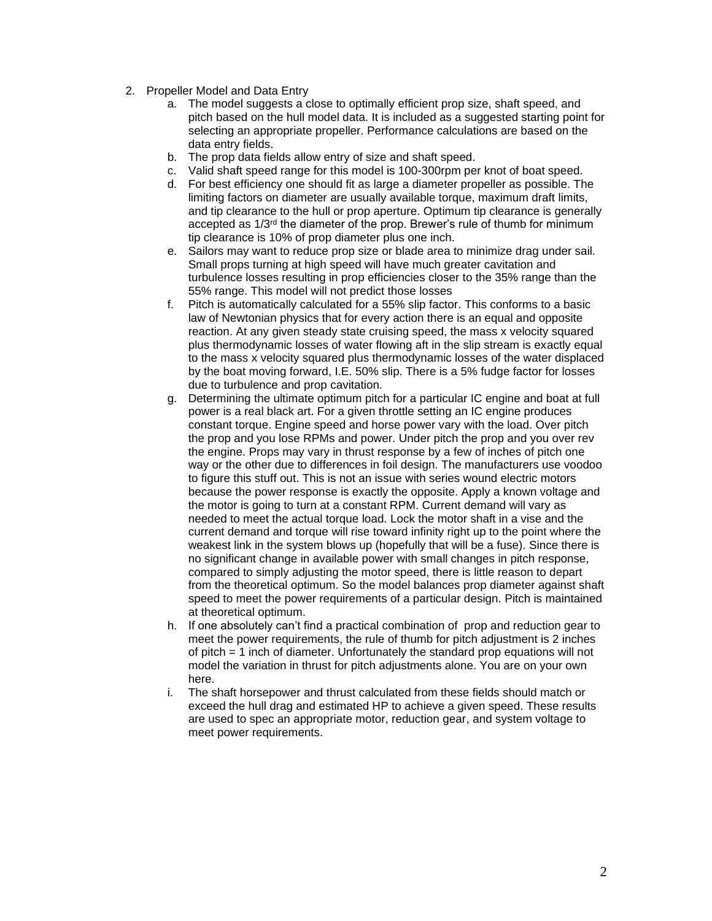2. Propeller Model and Data Entry
    a. The model suggests a close to optimally efficient prop size, shaft speed, and pitch based on the hull model data. It is included as a suggested starting point for selecting an appropriate propeller. Performance calculations are based on the data entry fields.
    b. The prop data fields allow entry of size and shaft speed.
    c. Valid shaft speed range for this model is 100-300rpm per knot of boat speed.
    d. For best efficiency one should fit as large a diameter propeller as possible. The limiting factors on diameter are usually available torque, maximum draft limits, and tip clearance to the hull or prop aperture. Optimum tip clearance is generally accepted as 1/3rd the diameter of the prop. Brewer's rule of thumb for minimum tip clearance is 10% of prop diameter plus one inch.
    e. Sailors may want to reduce prop size or blade area to minimize drag under sail. Small props turning at high speed will have much greater cavitation and turbulence losses resulting in prop efficiencies closer to the 35% range than the 55% range. This model will not predict those losses
    f. Pitch is automatically calculated for a 55% slip factor. This conforms to a basic law of Newtonian physics that for every action there is an equal and opposite reaction. At any given steady state cruising speed, the mass x velocity squared plus thermodynamic losses of water flowing aft in the slip stream is exactly equal to the mass x velocity squared plus thermodynamic losses of the water displaced by the boat moving forward, I.E. 50% slip. There is a 5% fudge factor for losses due to turbulence and prop cavitation.
    g. Determining the ultimate optimum pitch for a particular IC engine and boat at full power is a real black art. For a given throttle setting an IC engine produces constant torque. Engine speed and horse power vary with the load. Over pitch the prop and you lose RPMs and power. Under pitch the prop and you over rev the engine. Props may vary in thrust response by a few of inches of pitch one way or the other due to differences in foil design. The manufacturers use voodoo to figure this stuff out. This is not an issue with series wound electric motors because the power response is exactly the opposite. Apply a known voltage and the motor is going to turn at a constant RPM. Current demand will vary as needed to meet the actual torque load. Lock the motor shaft in a vise and the current demand and torque will rise toward infinity right up to the point where the weakest link in the system blows up (hopefully that will be a fuse). Since there is no significant change in available power with small changes in pitch response, compared to simply adjusting the motor speed, there is little reason to depart from the theoretical optimum. So the model balances prop diameter against shaft speed to meet the power requirements of a particular design. Pitch is maintained at theoretical optimum.
    h. If one absolutely can't find a practical combination of prop and reduction gear to meet the power requirements, the rule of thumb for pitch adjustment is 2 inches of pitch = 1 inch of diameter. Unfortunately the standard prop equations will not model the variation in thrust for pitch adjustments alone. You are on your own here.
    i. The shaft horsepower and thrust calculated from these fields should match or exceed the hull drag and estimated HP to achieve a given speed. These results are used to spec an appropriate motor, reduction gear, and system voltage to meet power requirements.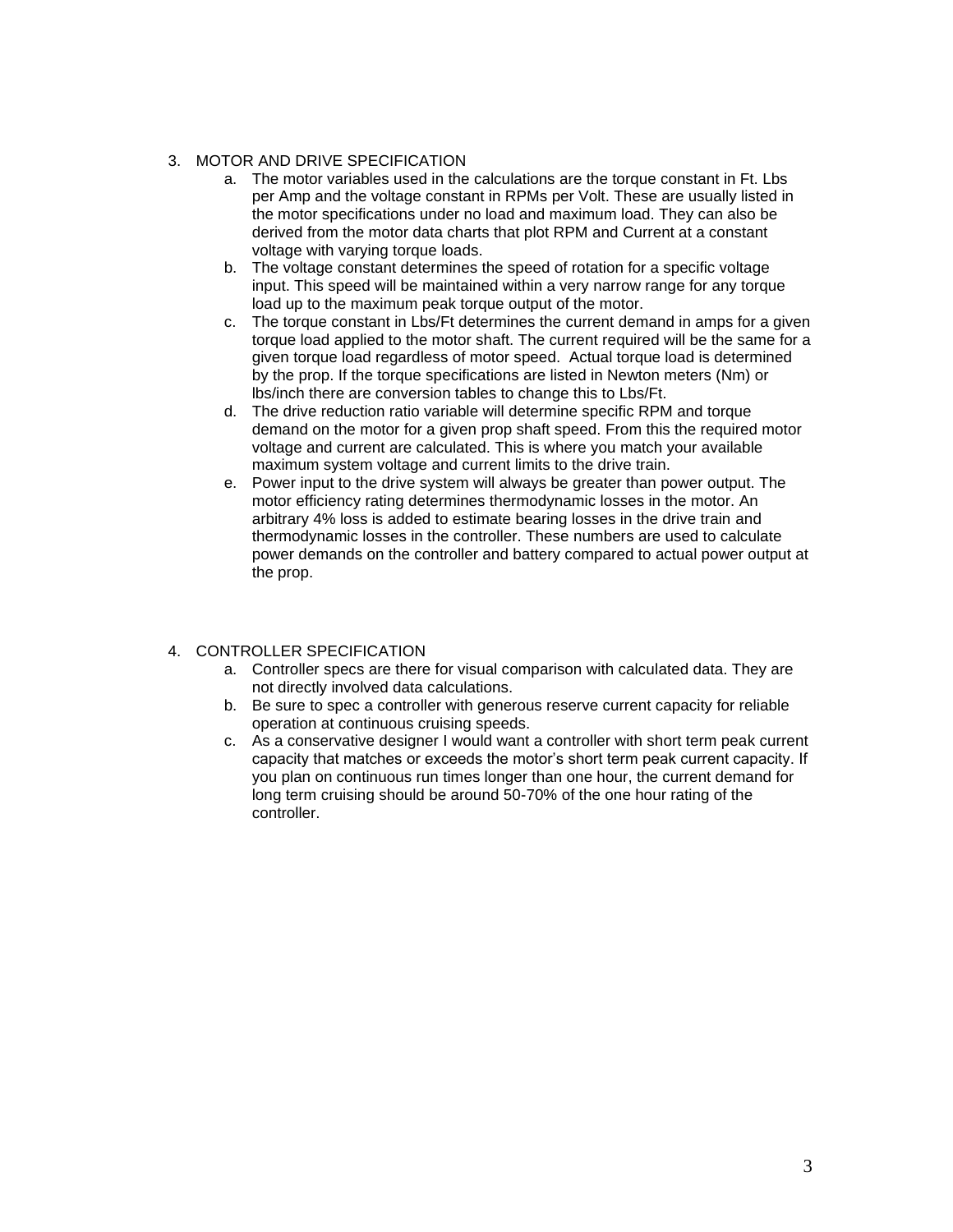3. MOTOR AND DRIVE SPECIFICATION
    a. The motor variables used in the calculations are the torque constant in Ft. Lbs per Amp and the voltage constant in RPMs per Volt. These are usually listed in the motor specifications under no load and maximum load. They can also be derived from the motor data charts that plot RPM and Current at a constant voltage with varying torque loads.
    b. The voltage constant determines the speed of rotation for a specific voltage input. This speed will be maintained within a very narrow range for any torque load up to the maximum peak torque output of the motor.
    c. The torque constant in Lbs/Ft determines the current demand in amps for a given torque load applied to the motor shaft. The current required will be the same for a given torque load regardless of motor speed. Actual torque load is determined by the prop. If the torque specifications are listed in Newton meters (Nm) or lbs/inch there are conversion tables to change this to Lbs/Ft.
    d. The drive reduction ratio variable will determine specific RPM and torque demand on the motor for a given prop shaft speed. From this the required motor voltage and current are calculated. This is where you match your available maximum system voltage and current limits to the drive train.
    e. Power input to the drive system will always be greater than power output. The motor efficiency rating determines thermodynamic losses in the motor. An arbitrary 4% loss is added to estimate bearing losses in the drive train and thermodynamic losses in the controller. These numbers are used to calculate power demands on the controller and battery compared to actual power output at the prop.

4. CONTROLLER SPECIFICATION
    a. Controller specs are there for visual comparison with calculated data. They are not directly involved data calculations.
    b. Be sure to spec a controller with generous reserve current capacity for reliable operation at continuous cruising speeds.
    c. As a conservative designer I would want a controller with short term peak current capacity that matches or exceeds the motor's short term peak current capacity. If you plan on continuous run times longer than one hour, the current demand for long term cruising should be around 50-70% of the one hour rating of the controller.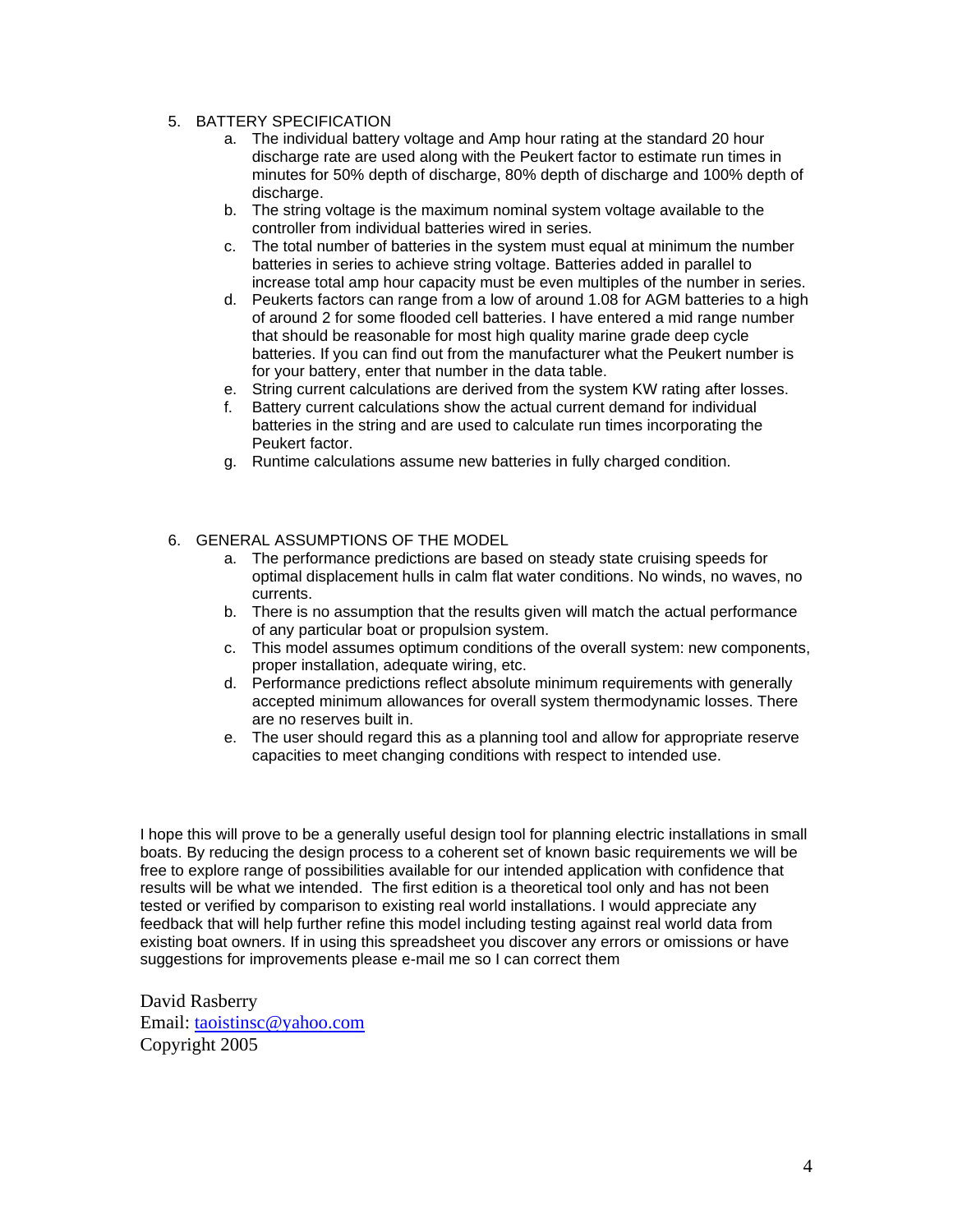5. BATTERY SPECIFICATION
    a. The individual battery voltage and Amp hour rating at the standard 20 hour discharge rate are used along with the Peukert factor to estimate run times in minutes for 50% depth of discharge, 80% depth of discharge and 100% depth of discharge.
    b. The string voltage is the maximum nominal system voltage available to the controller from individual batteries wired in series.
    c. The total number of batteries in the system must equal at minimum the number batteries in series to achieve string voltage. Batteries added in parallel to increase total amp hour capacity must be even multiples of the number in series.
    d. Peukerts factors can range from a low of around 1.08 for AGM batteries to a high of around 2 for some flooded cell batteries. I have entered a mid range number that should be reasonable for most high quality marine grade deep cycle batteries. If you can find out from the manufacturer what the Peukert number is for your battery, enter that number in the data table.
    e. String current calculations are derived from the system KW rating after losses.
    f. Battery current calculations show the actual current demand for individual batteries in the string and are used to calculate run times incorporating the Peukert factor.
    g. Runtime calculations assume new batteries in fully charged condition.

6. GENERAL ASSUMPTIONS OF THE MODEL
    a. The performance predictions are based on steady state cruising speeds for optimal displacement hulls in calm flat water conditions. No winds, no waves, no currents.
    b. There is no assumption that the results given will match the actual performance of any particular boat or propulsion system.
    c. This model assumes optimum conditions of the overall system: new components, proper installation, adequate wiring, etc.
    d. Performance predictions reflect absolute minimum requirements with generally accepted minimum allowances for overall system thermodynamic losses. There are no reserves built in.
    e. The user should regard this as a planning tool and allow for appropriate reserve capacities to meet changing conditions with respect to intended use.

I hope this will prove to be a generally useful design tool for planning electric installations in small boats. By reducing the design process to a coherent set of known basic requirements we will be free to explore range of possibilities available for our intended application with confidence that results will be what we intended. The first edition is a theoretical tool only and has not been tested or verified by comparison to existing real world installations. I would appreciate any feedback that will help further refine this model including testing against real world data from existing boat owners. If in using this spreadsheet you discover any errors or omissions or have suggestions for improvements please e-mail me so I can correct them

David Rasberry
Email: taoistinsc@yahoo.com
Copyright 2005